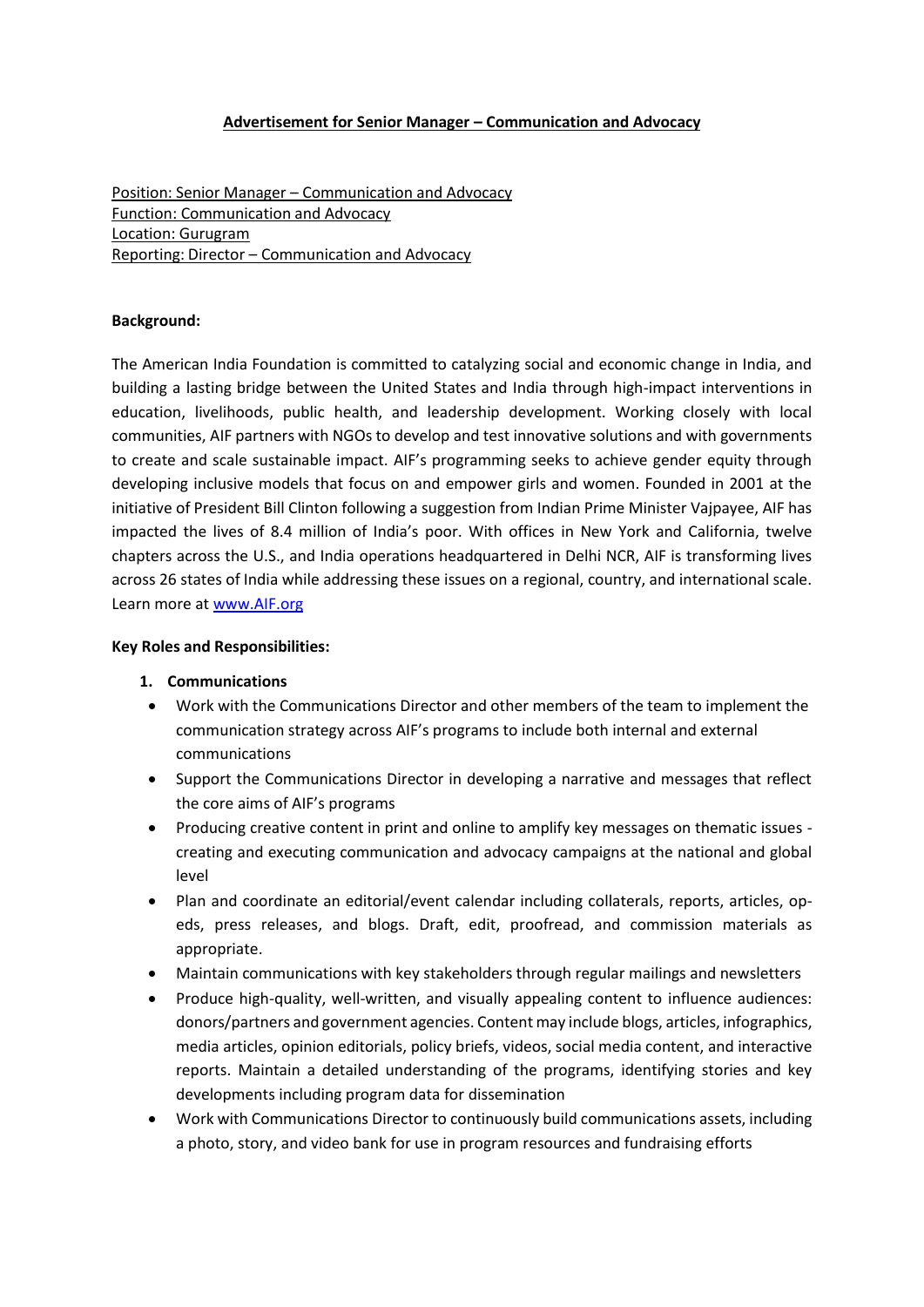# Advertisement for Senior Manager – Communication and Advocacy

Position: Senior Manager – Communication and Advocacy
Function: Communication and Advocacy
Location: Gurugram
Reporting: Director – Communication and Advocacy

**Background:**

The American India Foundation is committed to catalyzing social and economic change in India, and building a lasting bridge between the United States and India through high-impact interventions in education, livelihoods, public health, and leadership development. Working closely with local communities, AIF partners with NGOs to develop and test innovative solutions and with governments to create and scale sustainable impact. AIF's programming seeks to achieve gender equity through developing inclusive models that focus on and empower girls and women. Founded in 2001 at the initiative of President Bill Clinton following a suggestion from Indian Prime Minister Vajpayee, AIF has impacted the lives of 8.4 million of India's poor. With offices in New York and California, twelve chapters across the U.S., and India operations headquartered in Delhi NCR, AIF is transforming lives across 26 states of India while addressing these issues on a regional, country, and international scale. Learn more at [www.AIF.org](www.AIF.org)

**Key Roles and Responsibilities:**

1. **Communications**
   - Work with the Communications Director and other members of the team to implement the communication strategy across AIF's programs to include both internal and external communications
   - Support the Communications Director in developing a narrative and messages that reflect the core aims of AIF's programs
   - Producing creative content in print and online to amplify key messages on thematic issues - creating and executing communication and advocacy campaigns at the national and global level
   - Plan and coordinate an editorial/event calendar including collaterals, reports, articles, op-eds, press releases, and blogs. Draft, edit, proofread, and commission materials as appropriate.
   - Maintain communications with key stakeholders through regular mailings and newsletters
   - Produce high-quality, well-written, and visually appealing content to influence audiences: donors/partners and government agencies. Content may include blogs, articles, infographics, media articles, opinion editorials, policy briefs, videos, social media content, and interactive reports. Maintain a detailed understanding of the programs, identifying stories and key developments including program data for dissemination
   - Work with Communications Director to continuously build communications assets, including a photo, story, and video bank for use in program resources and fundraising efforts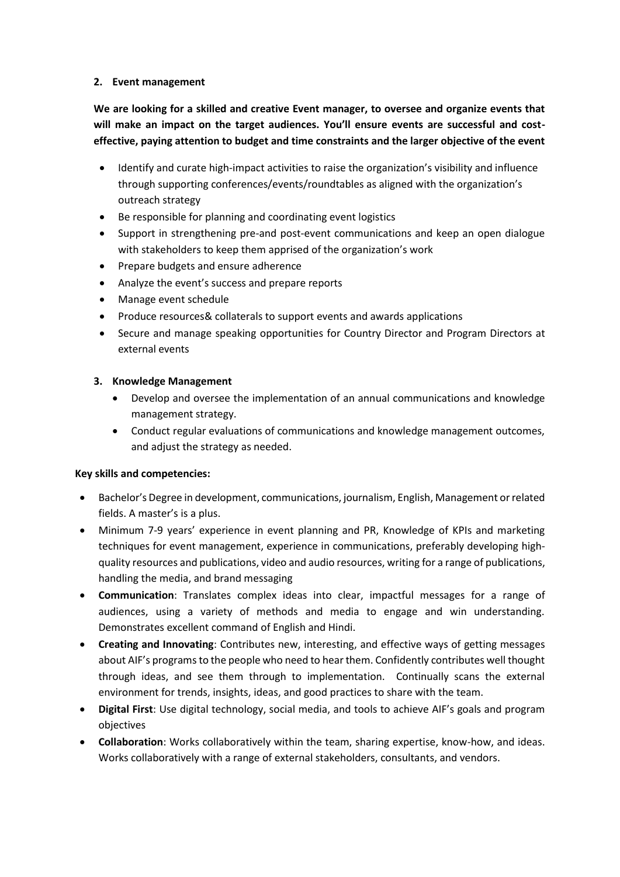**2. Event management**

**We are looking for a skilled and creative Event manager, to oversee and organize events that will make an impact on the target audiences. You'll ensure events are successful and cost-effective, paying attention to budget and time constraints and the larger objective of the event**

- Identify and curate high-impact activities to raise the organization's visibility and influence through supporting conferences/events/roundtables as aligned with the organization's outreach strategy
- Be responsible for planning and coordinating event logistics
- Support in strengthening pre-and post-event communications and keep an open dialogue with stakeholders to keep them apprised of the organization's work
- Prepare budgets and ensure adherence
- Analyze the event's success and prepare reports
- Manage event schedule
- Produce resources& collaterals to support events and awards applications
- Secure and manage speaking opportunities for Country Director and Program Directors at external events

**3. Knowledge Management**

- Develop and oversee the implementation of an annual communications and knowledge management strategy.
- Conduct regular evaluations of communications and knowledge management outcomes, and adjust the strategy as needed.

**Key skills and competencies:**

- Bachelor's Degree in development, communications, journalism, English, Management or related fields. A master's is a plus.
- Minimum 7-9 years' experience in event planning and PR, Knowledge of KPIs and marketing techniques for event management, experience in communications, preferably developing high-quality resources and publications, video and audio resources, writing for a range of publications, handling the media, and brand messaging
- **Communication**: Translates complex ideas into clear, impactful messages for a range of audiences, using a variety of methods and media to engage and win understanding. Demonstrates excellent command of English and Hindi.
- **Creating and Innovating**: Contributes new, interesting, and effective ways of getting messages about AIF's programs to the people who need to hear them. Confidently contributes well thought through ideas, and see them through to implementation. Continually scans the external environment for trends, insights, ideas, and good practices to share with the team.
- **Digital First**: Use digital technology, social media, and tools to achieve AIF's goals and program objectives
- **Collaboration**: Works collaboratively within the team, sharing expertise, know-how, and ideas. Works collaboratively with a range of external stakeholders, consultants, and vendors.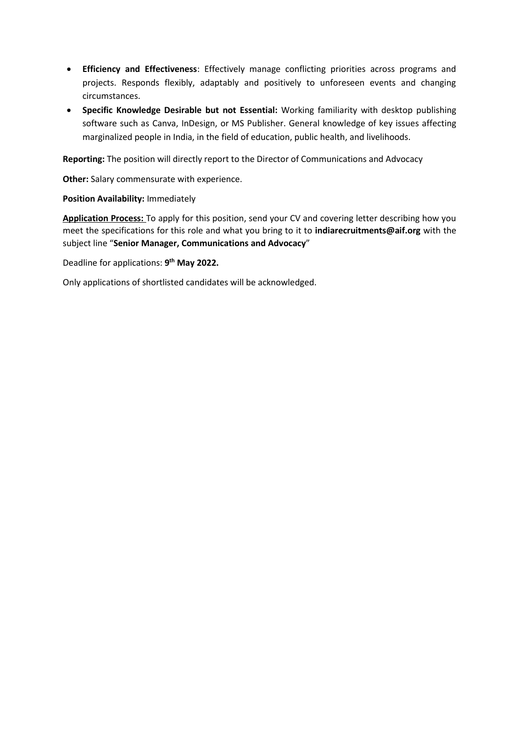- **Efficiency and Effectiveness**: Effectively manage conflicting priorities across programs and projects. Responds flexibly, adaptably and positively to unforeseen events and changing circumstances.
- **Specific Knowledge Desirable but not Essential:** Working familiarity with desktop publishing software such as Canva, InDesign, or MS Publisher. General knowledge of key issues affecting marginalized people in India, in the field of education, public health, and livelihoods.

**Reporting:** The position will directly report to the Director of Communications and Advocacy

**Other:** Salary commensurate with experience.

**Position Availability:** Immediately

**Application Process:** To apply for this position, send your CV and covering letter describing how you meet the specifications for this role and what you bring to it to **indiarecruitments@aif.org** with the subject line "**Senior Manager, Communications and Advocacy**"

Deadline for applications: **9th May 2022.**

Only applications of shortlisted candidates will be acknowledged.